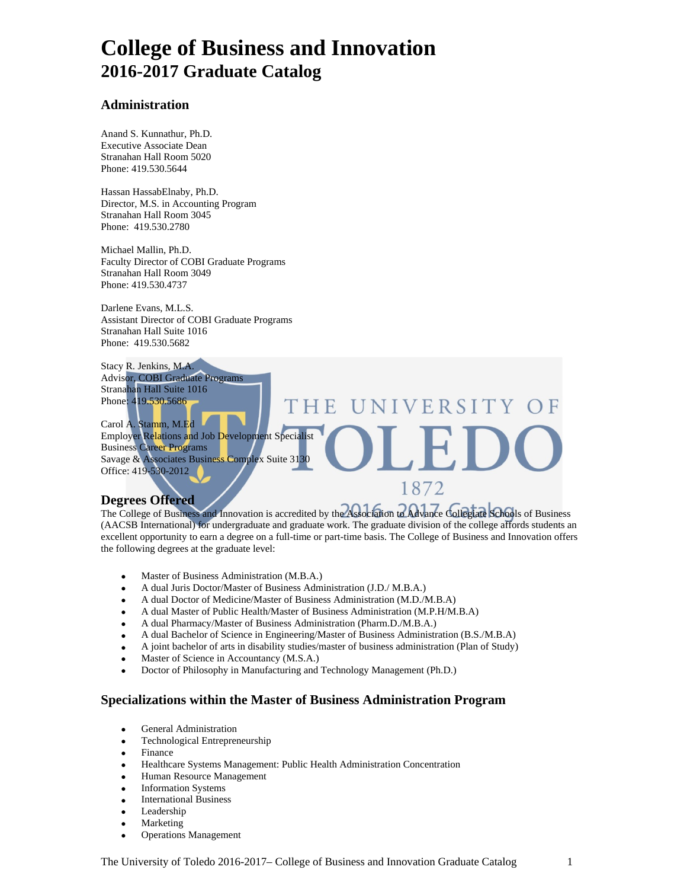# College of Business and Innovation
## 2016-2017 Graduate Catalog

### Administration

Anand S. Kunnathur, Ph.D.
Executive Associate Dean
Stranahan Hall Room 5020
Phone: 419.530.5644

Hassan HassabElnaby, Ph.D.
Director, M.S. in Accounting Program
Stranahan Hall Room 3045
Phone: 419.530.2780

Michael Mallin, Ph.D.
Faculty Director of COBI Graduate Programs
Stranahan Hall Room 3049
Phone: 419.530.4737

Darlene Evans, M.L.S.
Assistant Director of COBI Graduate Programs
Stranahan Hall Suite 1016
Phone: 419.530.5682

Stacy R. Jenkins, M.A.
Advisor, COBI Graduate Programs
Stranahan Hall Suite 1016
Phone: 419.530.5686

Carol A. Stamm, M.Ed
Employer Relations and Job Development Specialist
Business Career Programs
Savage & Associates Business Complex Suite 3130
Office: 419-530-2012

### Degrees Offered

The College of Business and Innovation is accredited by the Association to Advance Collegiate Schools of Business (AACSB International) for undergraduate and graduate work. The graduate division of the college affords students an excellent opportunity to earn a degree on a full-time or part-time basis. The College of Business and Innovation offers the following degrees at the graduate level:

- Master of Business Administration (M.B.A.)
- A dual Juris Doctor/Master of Business Administration (J.D./ M.B.A.)
- A dual Doctor of Medicine/Master of Business Administration (M.D./M.B.A)
- A dual Master of Public Health/Master of Business Administration (M.P.H/M.B.A)
- A dual Pharmacy/Master of Business Administration (Pharm.D./M.B.A.)
- A dual Bachelor of Science in Engineering/Master of Business Administration (B.S./M.B.A)
- A joint bachelor of arts in disability studies/master of business administration (Plan of Study)
- Master of Science in Accountancy (M.S.A.)
- Doctor of Philosophy in Manufacturing and Technology Management (Ph.D.)

### Specializations within the Master of Business Administration Program

- General Administration
- Technological Entrepreneurship
- Finance
- Healthcare Systems Management: Public Health Administration Concentration
- Human Resource Management
- Information Systems
- International Business
- Leadership
- Marketing
- Operations Management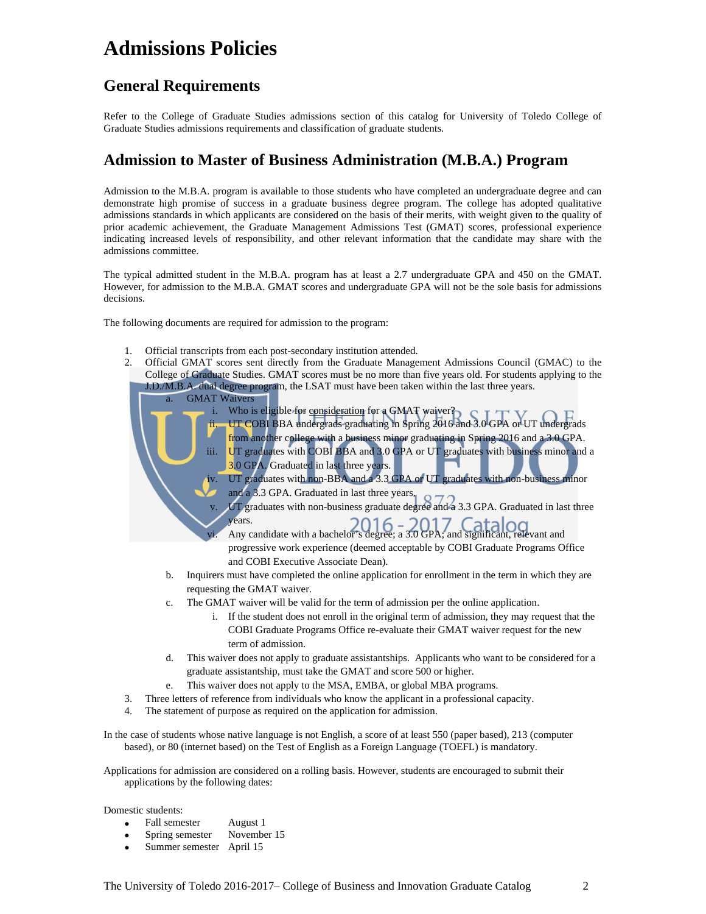# Admissions Policies

## General Requirements

Refer to the College of Graduate Studies admissions section of this catalog for University of Toledo College of Graduate Studies admissions requirements and classification of graduate students.

## Admission to Master of Business Administration (M.B.A.) Program

Admission to the M.B.A. program is available to those students who have completed an undergraduate degree and can demonstrate high promise of success in a graduate business degree program. The college has adopted qualitative admissions standards in which applicants are considered on the basis of their merits, with weight given to the quality of prior academic achievement, the Graduate Management Admissions Test (GMAT) scores, professional experience indicating increased levels of responsibility, and other relevant information that the candidate may share with the admissions committee.

The typical admitted student in the M.B.A. program has at least a 2.7 undergraduate GPA and 450 on the GMAT. However, for admission to the M.B.A. GMAT scores and undergraduate GPA will not be the sole basis for admissions decisions.

The following documents are required for admission to the program:

1. Official transcripts from each post-secondary institution attended.
2. Official GMAT scores sent directly from the Graduate Management Admissions Council (GMAC) to the College of Graduate Studies. GMAT scores must be no more than five years old. For students applying to the J.D./M.B.A. dual degree program, the LSAT must have been taken within the last three years.
   a. GMAT Waivers
      i. Who is eligible for consideration for a GMAT waiver?
      ii. UT COBI BBA undergrads graduating in Spring 2016 and 3.0 GPA or UT undergrads from another college with a business minor graduating in Spring 2016 and a 3.0 GPA.
      iii. UT graduates with COBI BBA and 3.0 GPA or UT graduates with business minor and a 3.0 GPA. Graduated in last three years.
      iv. UT graduates with non-BBA and a 3.3 GPA or UT graduates with non-business minor and a 3.3 GPA. Graduated in last three years.
      v. UT graduates with non-business graduate degree and a 3.3 GPA. Graduated in last three years.
      vi. Any candidate with a bachelor's degree; a 3.0 GPA; and significant, relevant and progressive work experience (deemed acceptable by COBI Graduate Programs Office and COBI Executive Associate Dean).
   b. Inquirers must have completed the online application for enrollment in the term in which they are requesting the GMAT waiver.
   c. The GMAT waiver will be valid for the term of admission per the online application.
      i. If the student does not enroll in the original term of admission, they may request that the COBI Graduate Programs Office re-evaluate their GMAT waiver request for the new term of admission.
   d. This waiver does not apply to graduate assistantships. Applicants who want to be considered for a graduate assistantship, must take the GMAT and score 500 or higher.
   e. This waiver does not apply to the MSA, EMBA, or global MBA programs.
3. Three letters of reference from individuals who know the applicant in a professional capacity.
4. The statement of purpose as required on the application for admission.

In the case of students whose native language is not English, a score of at least 550 (paper based), 213 (computer based), or 80 (internet based) on the Test of English as a Foreign Language (TOEFL) is mandatory.

Applications for admission are considered on a rolling basis. However, students are encouraged to submit their applications by the following dates:

Domestic students:

- Fall semester August 1
- Spring semester November 15
- Summer semester April 15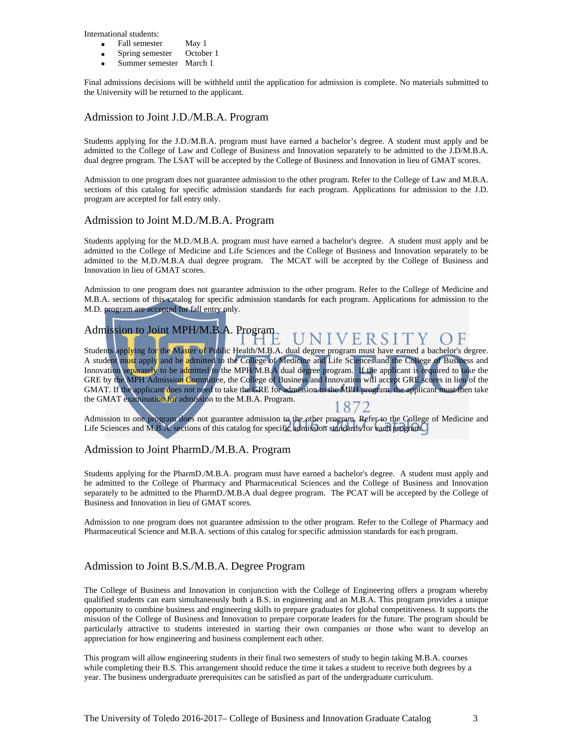International students:

- Fall semester May 1
- Spring semester October 1
- Summer semester March 1

Final admissions decisions will be withheld until the application for admission is complete. No materials submitted to the University will be returned to the applicant.

## Admission to Joint J.D./M.B.A. Program

Students applying for the J.D./M.B.A. program must have earned a bachelor's degree. A student must apply and be admitted to the College of Law and College of Business and Innovation separately to be admitted to the J.D/M.B.A. dual degree program. The LSAT will be accepted by the College of Business and Innovation in lieu of GMAT scores.

Admission to one program does not guarantee admission to the other program. Refer to the College of Law and M.B.A. sections of this catalog for specific admission standards for each program. Applications for admission to the J.D. program are accepted for fall entry only.

## Admission to Joint M.D./M.B.A. Program

Students applying for the M.D./M.B.A. program must have earned a bachelor's degree. A student must apply and be admitted to the College of Medicine and Life Sciences and the College of Business and Innovation separately to be admitted to the M.D./M.B.A dual degree program. The MCAT will be accepted by the College of Business and Innovation in lieu of GMAT scores.

Admission to one program does not guarantee admission to the other program. Refer to the College of Medicine and M.B.A. sections of this catalog for specific admission standards for each program. Applications for admission to the M.D. program are accepted for fall entry only.

## Admission to Joint MPH/M.B.A. Program

Students applying for the Master of Public Health/M.B.A. dual degree program must have earned a bachelor's degree. A student must apply and be admitted to the College of Medicine and Life Sciences and the College of Business and Innovation separately to be admitted to the MPH/M.B.A dual degree program. If the applicant is required to take the GRE by the MPH Admission Committee, the College of Business and Innovation will accept GRE scores in lieu of the GMAT. If the applicant does not need to take the GRE for admission to the MPH program, the applicant must then take the GMAT examination for admission to the M.B.A. Program.

Admission to one program does not guarantee admission to the other program. Refer to the College of Medicine and Life Sciences and M.B.A. sections of this catalog for specific admission standards for each program.

## Admission to Joint PharmD./M.B.A. Program

Students applying for the PharmD./M.B.A. program must have earned a bachelor's degree. A student must apply and be admitted to the College of Pharmacy and Pharmaceutical Sciences and the College of Business and Innovation separately to be admitted to the PharmD./M.B.A dual degree program. The PCAT will be accepted by the College of Business and Innovation in lieu of GMAT scores.

Admission to one program does not guarantee admission to the other program. Refer to the College of Pharmacy and Pharmaceutical Science and M.B.A. sections of this catalog for specific admission standards for each program.

## Admission to Joint B.S./M.B.A. Degree Program

The College of Business and Innovation in conjunction with the College of Engineering offers a program whereby qualified students can earn simultaneously both a B.S. in engineering and an M.B.A. This program provides a unique opportunity to combine business and engineering skills to prepare graduates for global competitiveness. It supports the mission of the College of Business and Innovation to prepare corporate leaders for the future. The program should be particularly attractive to students interested in starting their own companies or those who want to develop an appreciation for how engineering and business complement each other.

This program will allow engineering students in their final two semesters of study to begin taking M.B.A. courses while completing their B.S. This arrangement should reduce the time it takes a student to receive both degrees by a year. The business undergraduate prerequisites can be satisfied as part of the undergraduate curriculum.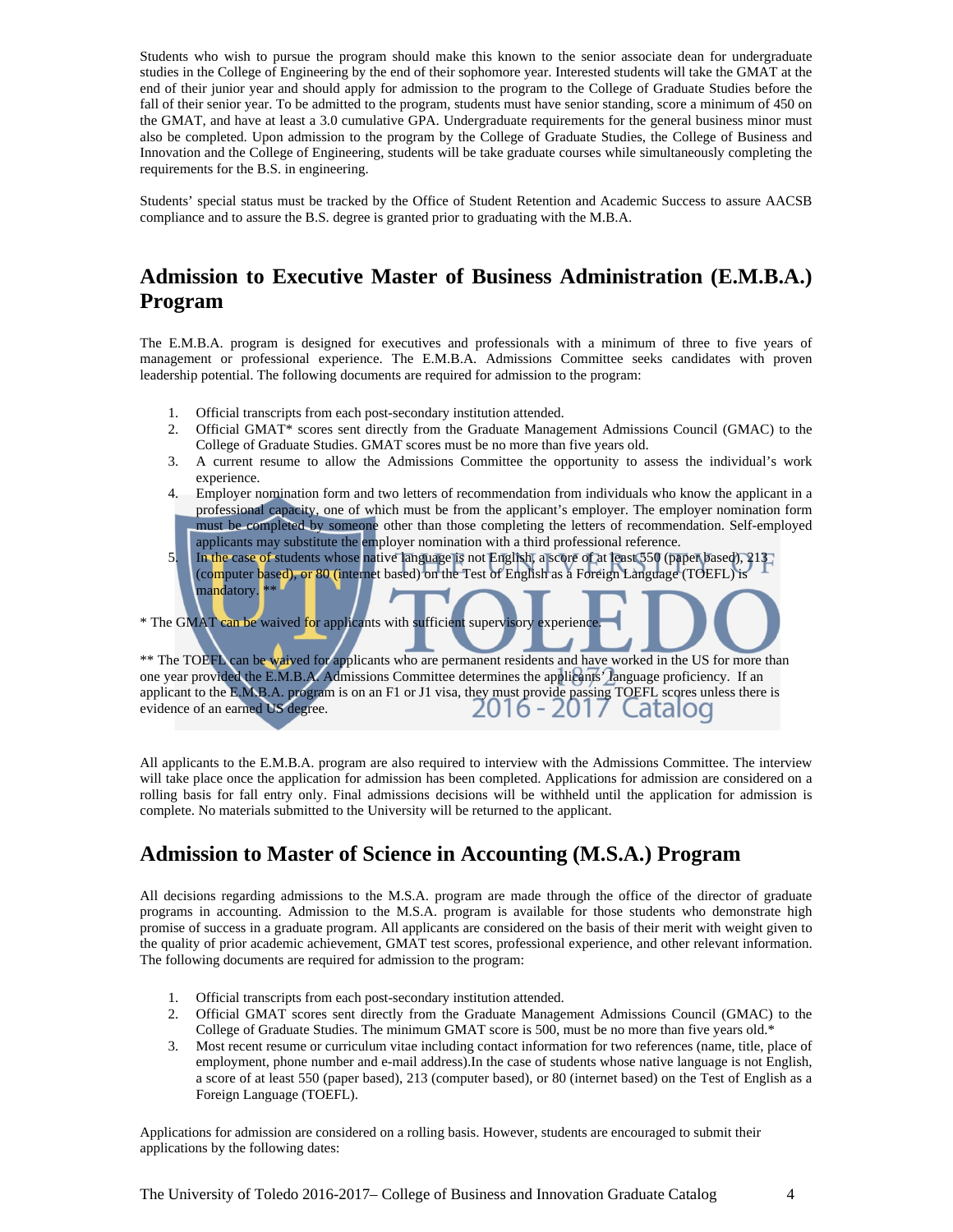Students who wish to pursue the program should make this known to the senior associate dean for undergraduate studies in the College of Engineering by the end of their sophomore year. Interested students will take the GMAT at the end of their junior year and should apply for admission to the program to the College of Graduate Studies before the fall of their senior year. To be admitted to the program, students must have senior standing, score a minimum of 450 on the GMAT, and have at least a 3.0 cumulative GPA. Undergraduate requirements for the general business minor must also be completed. Upon admission to the program by the College of Graduate Studies, the College of Business and Innovation and the College of Engineering, students will be take graduate courses while simultaneously completing the requirements for the B.S. in engineering.

Students' special status must be tracked by the Office of Student Retention and Academic Success to assure AACSB compliance and to assure the B.S. degree is granted prior to graduating with the M.B.A.

## Admission to Executive Master of Business Administration (E.M.B.A.) Program

The E.M.B.A. program is designed for executives and professionals with a minimum of three to five years of management or professional experience. The E.M.B.A. Admissions Committee seeks candidates with proven leadership potential. The following documents are required for admission to the program:

1. Official transcripts from each post-secondary institution attended.
2. Official GMAT* scores sent directly from the Graduate Management Admissions Council (GMAC) to the College of Graduate Studies. GMAT scores must be no more than five years old.
3. A current resume to allow the Admissions Committee the opportunity to assess the individual's work experience.
4. Employer nomination form and two letters of recommendation from individuals who know the applicant in a professional capacity, one of which must be from the applicant's employer. The employer nomination form must be completed by someone other than those completing the letters of recommendation. Self-employed applicants may substitute the employer nomination with a third professional reference.
5. In the case of students whose native language is not English, a score of at least 550 (paper based), 213 (computer based), or 80 (internet based) on the Test of English as a Foreign Language (TOEFL) is mandatory. **

* The GMAT can be waived for applicants with sufficient supervisory experience.

** The TOEFL can be waived for applicants who are permanent residents and have worked in the US for more than one year provided the E.M.B.A. Admissions Committee determines the applicants' language proficiency. If an applicant to the E.M.B.A. program is on an F1 or J1 visa, they must provide passing TOEFL scores unless there is evidence of an earned US degree.

All applicants to the E.M.B.A. program are also required to interview with the Admissions Committee. The interview will take place once the application for admission has been completed. Applications for admission are considered on a rolling basis for fall entry only. Final admissions decisions will be withheld until the application for admission is complete. No materials submitted to the University will be returned to the applicant.

## Admission to Master of Science in Accounting (M.S.A.) Program

All decisions regarding admissions to the M.S.A. program are made through the office of the director of graduate programs in accounting. Admission to the M.S.A. program is available for those students who demonstrate high promise of success in a graduate program. All applicants are considered on the basis of their merit with weight given to the quality of prior academic achievement, GMAT test scores, professional experience, and other relevant information. The following documents are required for admission to the program:

1. Official transcripts from each post-secondary institution attended.
2. Official GMAT scores sent directly from the Graduate Management Admissions Council (GMAC) to the College of Graduate Studies. The minimum GMAT score is 500, must be no more than five years old.*
3. Most recent resume or curriculum vitae including contact information for two references (name, title, place of employment, phone number and e-mail address).In the case of students whose native language is not English, a score of at least 550 (paper based), 213 (computer based), or 80 (internet based) on the Test of English as a Foreign Language (TOEFL).

Applications for admission are considered on a rolling basis. However, students are encouraged to submit their applications by the following dates: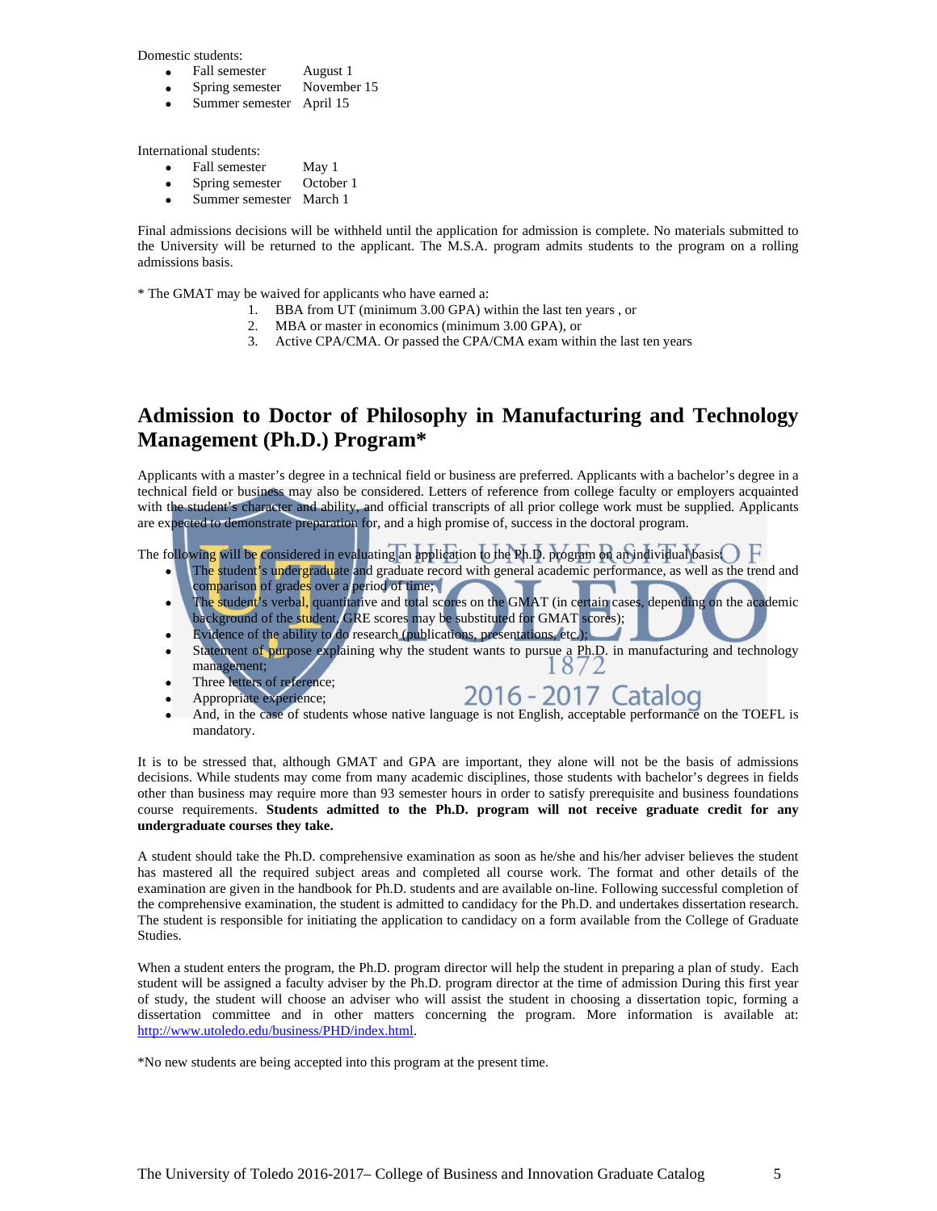Domestic students:

- Fall semester August 1
- Spring semester November 15
- Summer semester April 15

International students:

- Fall semester May 1
- Spring semester October 1
- Summer semester March 1

Final admissions decisions will be withheld until the application for admission is complete. No materials submitted to the University will be returned to the applicant. The M.S.A. program admits students to the program on a rolling admissions basis.

* The GMAT may be waived for applicants who have earned a:

1. BBA from UT (minimum 3.00 GPA) within the last ten years , or
2. MBA or master in economics (minimum 3.00 GPA), or
3. Active CPA/CMA. Or passed the CPA/CMA exam within the last ten years

## Admission to Doctor of Philosophy in Manufacturing and Technology Management (Ph.D.) Program*

Applicants with a master's degree in a technical field or business are preferred. Applicants with a bachelor's degree in a technical field or business may also be considered. Letters of reference from college faculty or employers acquainted with the student's character and ability, and official transcripts of all prior college work must be supplied. Applicants are expected to demonstrate preparation for, and a high promise of, success in the doctoral program.

The following will be considered in evaluating an application to the Ph.D. program on an individual basis:

- The student's undergraduate and graduate record with general academic performance, as well as the trend and comparison of grades over a period of time;
- The student's verbal, quantitative and total scores on the GMAT (in certain cases, depending on the academic background of the student, GRE scores may be substituted for GMAT scores);
- Evidence of the ability to do research (publications, presentations, etc.);
- Statement of purpose explaining why the student wants to pursue a Ph.D. in manufacturing and technology management;
- Three letters of reference;
- Appropriate experience;
- And, in the case of students whose native language is not English, acceptable performance on the TOEFL is mandatory.

It is to be stressed that, although GMAT and GPA are important, they alone will not be the basis of admissions decisions. While students may come from many academic disciplines, those students with bachelor's degrees in fields other than business may require more than 93 semester hours in order to satisfy prerequisite and business foundations course requirements. **Students admitted to the Ph.D. program will not receive graduate credit for any undergraduate courses they take.**

A student should take the Ph.D. comprehensive examination as soon as he/she and his/her adviser believes the student has mastered all the required subject areas and completed all course work. The format and other details of the examination are given in the handbook for Ph.D. students and are available on-line. Following successful completion of the comprehensive examination, the student is admitted to candidacy for the Ph.D. and undertakes dissertation research. The student is responsible for initiating the application to candidacy on a form available from the College of Graduate Studies.

When a student enters the program, the Ph.D. program director will help the student in preparing a plan of study. Each student will be assigned a faculty adviser by the Ph.D. program director at the time of admission During this first year of study, the student will choose an adviser who will assist the student in choosing a dissertation topic, forming a dissertation committee and in other matters concerning the program. More information is available at: http://www.utoledo.edu/business/PHD/index.html.

*No new students are being accepted into this program at the present time.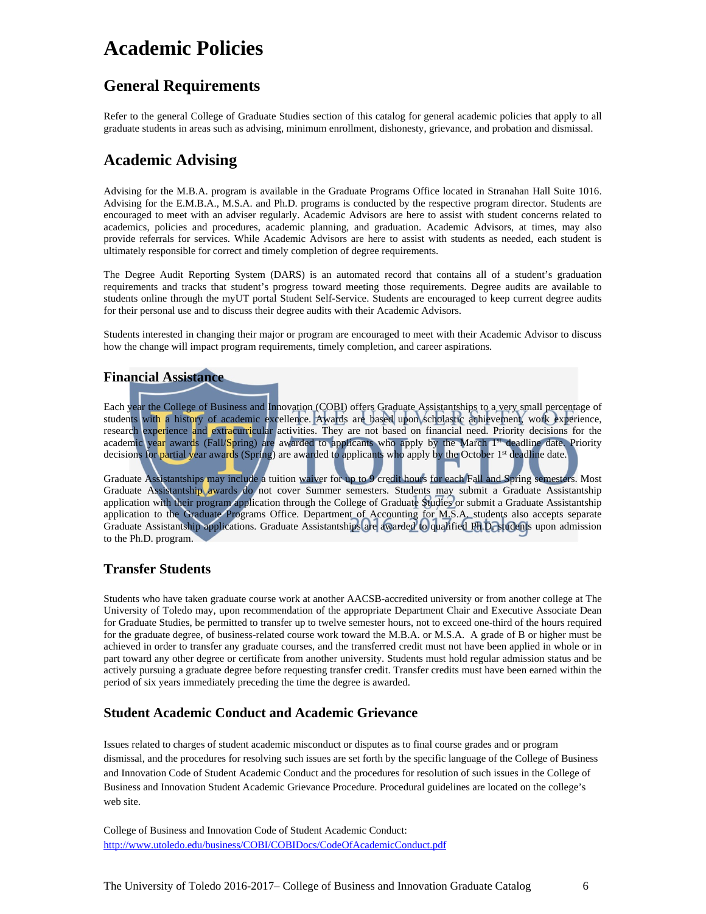# Academic Policies

## General Requirements

Refer to the general College of Graduate Studies section of this catalog for general academic policies that apply to all graduate students in areas such as advising, minimum enrollment, dishonesty, grievance, and probation and dismissal.

## Academic Advising

Advising for the M.B.A. program is available in the Graduate Programs Office located in Stranahan Hall Suite 1016. Advising for the E.M.B.A., M.S.A. and Ph.D. programs is conducted by the respective program director. Students are encouraged to meet with an adviser regularly. Academic Advisors are here to assist with student concerns related to academics, policies and procedures, academic planning, and graduation. Academic Advisors, at times, may also provide referrals for services. While Academic Advisors are here to assist with students as needed, each student is ultimately responsible for correct and timely completion of degree requirements.

The Degree Audit Reporting System (DARS) is an automated record that contains all of a student's graduation requirements and tracks that student's progress toward meeting those requirements. Degree audits are available to students online through the myUT portal Student Self-Service. Students are encouraged to keep current degree audits for their personal use and to discuss their degree audits with their Academic Advisors.

Students interested in changing their major or program are encouraged to meet with their Academic Advisor to discuss how the change will impact program requirements, timely completion, and career aspirations.

### Financial Assistance

Each year the College of Business and Innovation (COBI) offers Graduate Assistantships to a very small percentage of students with a history of academic excellence. Awards are based upon scholastic achievement, work experience, research experience and extracurricular activities. They are not based on financial need. Priority decisions for the academic year awards (Fall/Spring) are awarded to applicants who apply by the March 1st deadline date. Priority decisions for partial year awards (Spring) are awarded to applicants who apply by the October 1st deadline date.

Graduate Assistantships may include a tuition waiver for up to 9 credit hours for each Fall and Spring semesters. Most Graduate Assistantship awards do not cover Summer semesters. Students may submit a Graduate Assistantship application with their program application through the College of Graduate Studies or submit a Graduate Assistantship application to the Graduate Programs Office. Department of Accounting for M.S.A. students also accepts separate Graduate Assistantship applications. Graduate Assistantships are awarded to qualified Ph.D. students upon admission to the Ph.D. program.

### Transfer Students

Students who have taken graduate course work at another AACSB-accredited university or from another college at The University of Toledo may, upon recommendation of the appropriate Department Chair and Executive Associate Dean for Graduate Studies, be permitted to transfer up to twelve semester hours, not to exceed one-third of the hours required for the graduate degree, of business-related course work toward the M.B.A. or M.S.A. A grade of B or higher must be achieved in order to transfer any graduate courses, and the transferred credit must not have been applied in whole or in part toward any other degree or certificate from another university. Students must hold regular admission status and be actively pursuing a graduate degree before requesting transfer credit. Transfer credits must have been earned within the period of six years immediately preceding the time the degree is awarded.

### Student Academic Conduct and Academic Grievance

Issues related to charges of student academic misconduct or disputes as to final course grades and or program dismissal, and the procedures for resolving such issues are set forth by the specific language of the College of Business and Innovation Code of Student Academic Conduct and the procedures for resolution of such issues in the College of Business and Innovation Student Academic Grievance Procedure. Procedural guidelines are located on the college's web site.

College of Business and Innovation Code of Student Academic Conduct:
http://www.utoledo.edu/business/COBI/COBIDocs/CodeOfAcademicConduct.pdf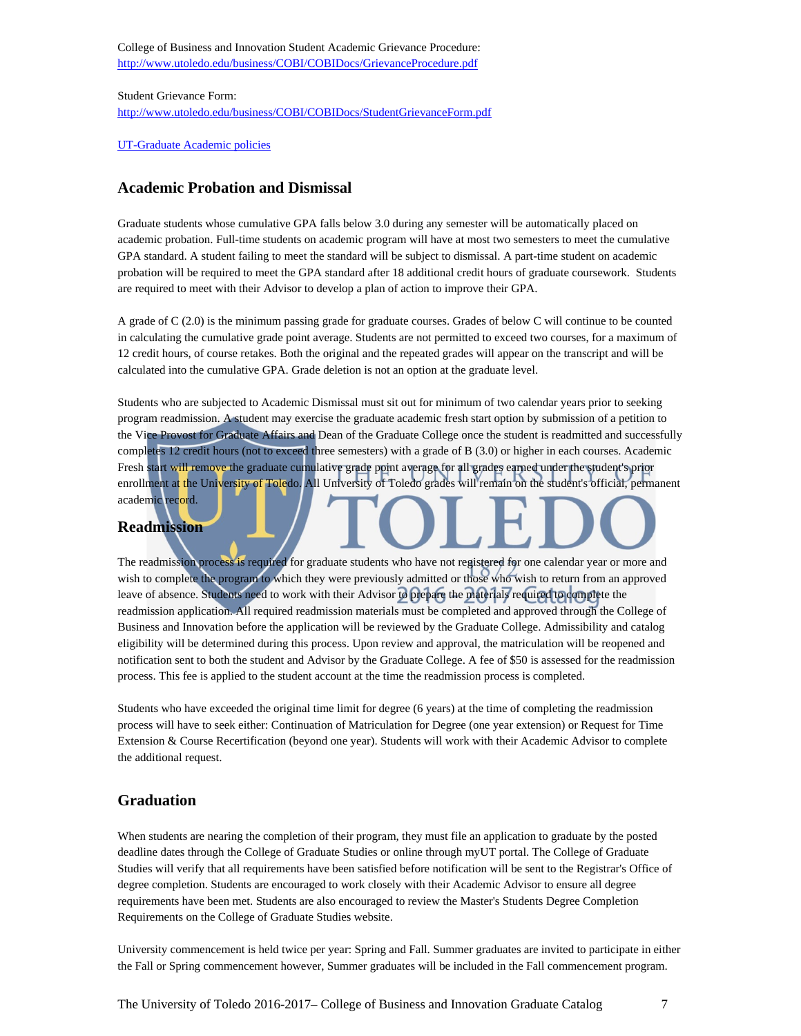College of Business and Innovation Student Academic Grievance Procedure:
http://www.utoledo.edu/business/COBI/COBIDocs/GrievanceProcedure.pdf

Student Grievance Form:
http://www.utoledo.edu/business/COBI/COBIDocs/StudentGrievanceForm.pdf

UT-Graduate Academic policies

## Academic Probation and Dismissal

Graduate students whose cumulative GPA falls below 3.0 during any semester will be automatically placed on academic probation. Full-time students on academic program will have at most two semesters to meet the cumulative GPA standard. A student failing to meet the standard will be subject to dismissal. A part-time student on academic probation will be required to meet the GPA standard after 18 additional credit hours of graduate coursework. Students are required to meet with their Advisor to develop a plan of action to improve their GPA.

A grade of C (2.0) is the minimum passing grade for graduate courses. Grades of below C will continue to be counted in calculating the cumulative grade point average. Students are not permitted to exceed two courses, for a maximum of 12 credit hours, of course retakes. Both the original and the repeated grades will appear on the transcript and will be calculated into the cumulative GPA. Grade deletion is not an option at the graduate level.

Students who are subjected to Academic Dismissal must sit out for minimum of two calendar years prior to seeking program readmission. A student may exercise the graduate academic fresh start option by submission of a petition to the Vice Provost for Graduate Affairs and Dean of the Graduate College once the student is readmitted and successfully completes 12 credit hours (not to exceed three semesters) with a grade of B (3.0) or higher in each courses. Academic Fresh start will remove the graduate cumulative grade point average for all grades earned under the student's prior enrollment at the University of Toledo. All University of Toledo grades will remain on the student's official, permanent academic record.

## Readmission

The readmission process is required for graduate students who have not registered for one calendar year or more and wish to complete the program to which they were previously admitted or those who wish to return from an approved leave of absence. Students need to work with their Advisor to prepare the materials required to complete the readmission application. All required readmission materials must be completed and approved through the College of Business and Innovation before the application will be reviewed by the Graduate College. Admissibility and catalog eligibility will be determined during this process. Upon review and approval, the matriculation will be reopened and notification sent to both the student and Advisor by the Graduate College. A fee of $50 is assessed for the readmission process. This fee is applied to the student account at the time the readmission process is completed.

Students who have exceeded the original time limit for degree (6 years) at the time of completing the readmission process will have to seek either: Continuation of Matriculation for Degree (one year extension) or Request for Time Extension & Course Recertification (beyond one year). Students will work with their Academic Advisor to complete the additional request.

## Graduation

When students are nearing the completion of their program, they must file an application to graduate by the posted deadline dates through the College of Graduate Studies or online through myUT portal. The College of Graduate Studies will verify that all requirements have been satisfied before notification will be sent to the Registrar's Office of degree completion. Students are encouraged to work closely with their Academic Advisor to ensure all degree requirements have been met. Students are also encouraged to review the Master's Students Degree Completion Requirements on the College of Graduate Studies website.

University commencement is held twice per year: Spring and Fall. Summer graduates are invited to participate in either the Fall or Spring commencement however, Summer graduates will be included in the Fall commencement program.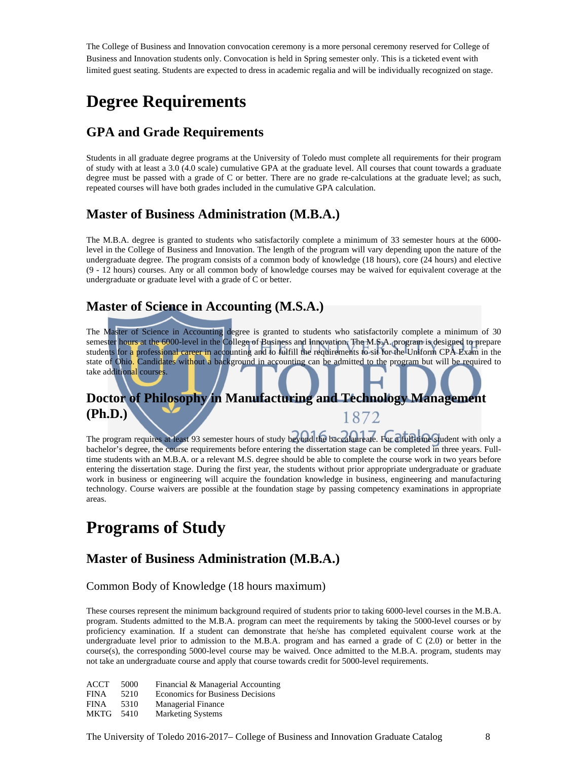The College of Business and Innovation convocation ceremony is a more personal ceremony reserved for College of Business and Innovation students only. Convocation is held in Spring semester only. This is a ticketed event with limited guest seating. Students are expected to dress in academic regalia and will be individually recognized on stage.

# Degree Requirements

## GPA and Grade Requirements

Students in all graduate degree programs at the University of Toledo must complete all requirements for their program of study with at least a 3.0 (4.0 scale) cumulative GPA at the graduate level. All courses that count towards a graduate degree must be passed with a grade of C or better. There are no grade re-calculations at the graduate level; as such, repeated courses will have both grades included in the cumulative GPA calculation.

## Master of Business Administration (M.B.A.)

The M.B.A. degree is granted to students who satisfactorily complete a minimum of 33 semester hours at the 6000-level in the College of Business and Innovation. The length of the program will vary depending upon the nature of the undergraduate degree. The program consists of a common body of knowledge (18 hours), core (24 hours) and elective (9 - 12 hours) courses. Any or all common body of knowledge courses may be waived for equivalent coverage at the undergraduate or graduate level with a grade of C or better.

## Master of Science in Accounting (M.S.A.)

The Master of Science in Accounting degree is granted to students who satisfactorily complete a minimum of 30 semester hours at the 6000-level in the College of Business and Innovation. The M.S.A. program is designed to prepare students for a professional career in accounting and to fulfill the requirements to sit for the Uniform CPA Exam in the state of Ohio. Candidates without a background in accounting can be admitted to the program but will be required to take additional courses.

## Doctor of Philosophy in Manufacturing and Technology Management (Ph.D.)

The program requires at least 93 semester hours of study beyond the baccalaureate. For a full-time student with only a bachelor's degree, the course requirements before entering the dissertation stage can be completed in three years. Full-time students with an M.B.A. or a relevant M.S. degree should be able to complete the course work in two years before entering the dissertation stage. During the first year, the students without prior appropriate undergraduate or graduate work in business or engineering will acquire the foundation knowledge in business, engineering and manufacturing technology. Course waivers are possible at the foundation stage by passing competency examinations in appropriate areas.

# Programs of Study

## Master of Business Administration (M.B.A.)

### Common Body of Knowledge (18 hours maximum)

These courses represent the minimum background required of students prior to taking 6000-level courses in the M.B.A. program. Students admitted to the M.B.A. program can meet the requirements by taking the 5000-level courses or by proficiency examination. If a student can demonstrate that he/she has completed equivalent course work at the undergraduate level prior to admission to the M.B.A. program and has earned a grade of C (2.0) or better in the course(s), the corresponding 5000-level course may be waived. Once admitted to the M.B.A. program, students may not take an undergraduate course and apply that course towards credit for 5000-level requirements.

| | | |
|---|---|---|
| ACCT | 5000 | Financial & Managerial Accounting |
| FINA | 5210 | Economics for Business Decisions |
| FINA | 5310 | Managerial Finance |
| MKTG | 5410 | Marketing Systems |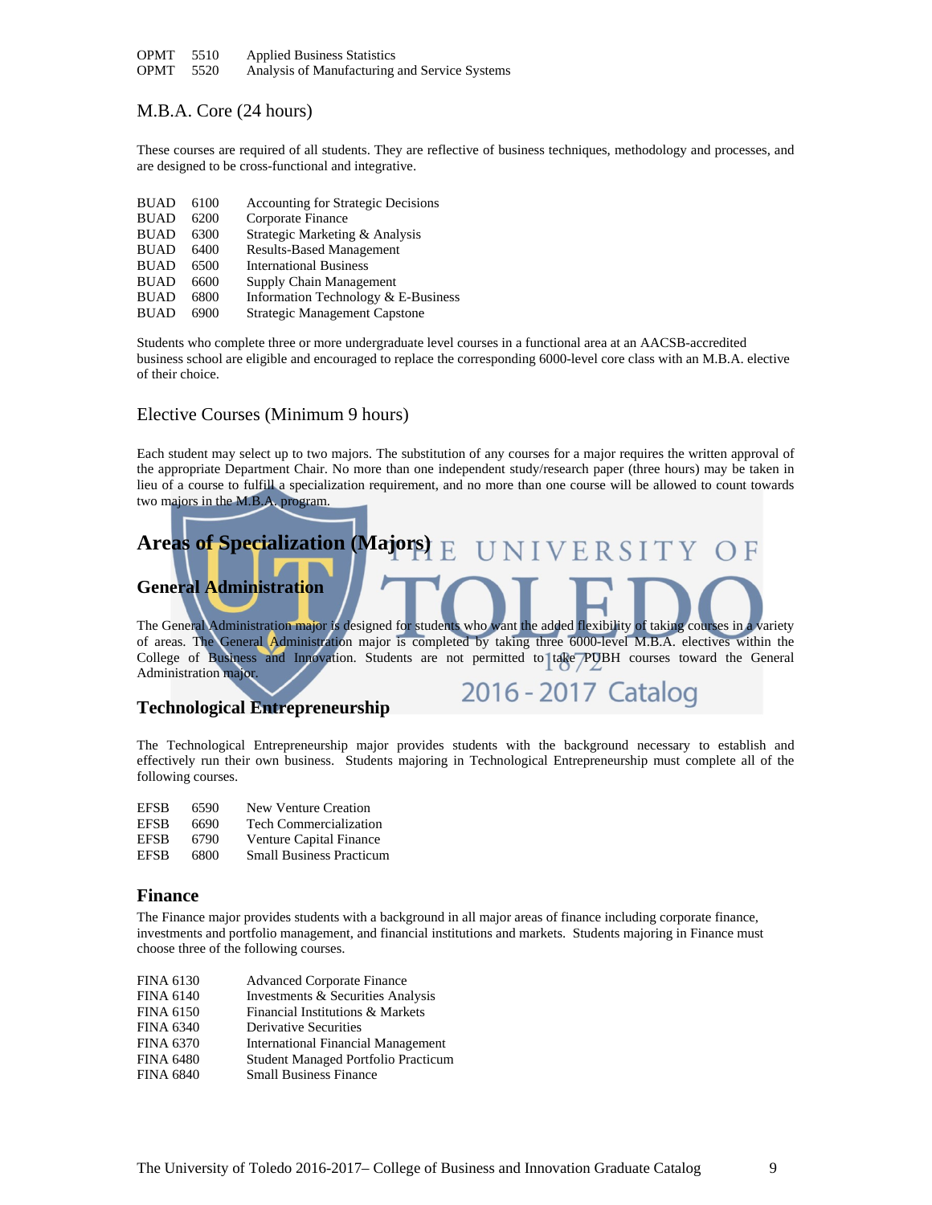| | | |
|---|---|---|
| OPMT | 5510 | Applied Business Statistics |
| OPMT | 5520 | Analysis of Manufacturing and Service Systems |

## M.B.A. Core (24 hours)

These courses are required of all students. They are reflective of business techniques, methodology and processes, and are designed to be cross-functional and integrative.

| | | |
|---|---|---|
| BUAD | 6100 | Accounting for Strategic Decisions |
| BUAD | 6200 | Corporate Finance |
| BUAD | 6300 | Strategic Marketing & Analysis |
| BUAD | 6400 | Results-Based Management |
| BUAD | 6500 | International Business |
| BUAD | 6600 | Supply Chain Management |
| BUAD | 6800 | Information Technology & E-Business |
| BUAD | 6900 | Strategic Management Capstone |

Students who complete three or more undergraduate level courses in a functional area at an AACSB-accredited business school are eligible and encouraged to replace the corresponding 6000-level core class with an M.B.A. elective of their choice.

## Elective Courses (Minimum 9 hours)

Each student may select up to two majors. The substitution of any courses for a major requires the written approval of the appropriate Department Chair. No more than one independent study/research paper (three hours) may be taken in lieu of a course to fulfill a specialization requirement, and no more than one course will be allowed to count towards two majors in the M.B.A. program.

# Areas of Specialization (Majors)

### General Administration

The General Administration major is designed for students who want the added flexibility of taking courses in a variety of areas. The General Administration major is completed by taking three 6000-level M.B.A. electives within the College of Business and Innovation. Students are not permitted to take PUBH courses toward the General Administration major.

### Technological Entrepreneurship

The Technological Entrepreneurship major provides students with the background necessary to establish and effectively run their own business. Students majoring in Technological Entrepreneurship must complete all of the following courses.

| | | |
|---|---|---|
| EFSB | 6590 | New Venture Creation |
| EFSB | 6690 | Tech Commercialization |
| EFSB | 6790 | Venture Capital Finance |
| EFSB | 6800 | Small Business Practicum |

### Finance

The Finance major provides students with a background in all major areas of finance including corporate finance, investments and portfolio management, and financial institutions and markets. Students majoring in Finance must choose three of the following courses.

| | |
|---|---|
| FINA 6130 | Advanced Corporate Finance |
| FINA 6140 | Investments & Securities Analysis |
| FINA 6150 | Financial Institutions & Markets |
| FINA 6340 | Derivative Securities |
| FINA 6370 | International Financial Management |
| FINA 6480 | Student Managed Portfolio Practicum |
| FINA 6840 | Small Business Finance |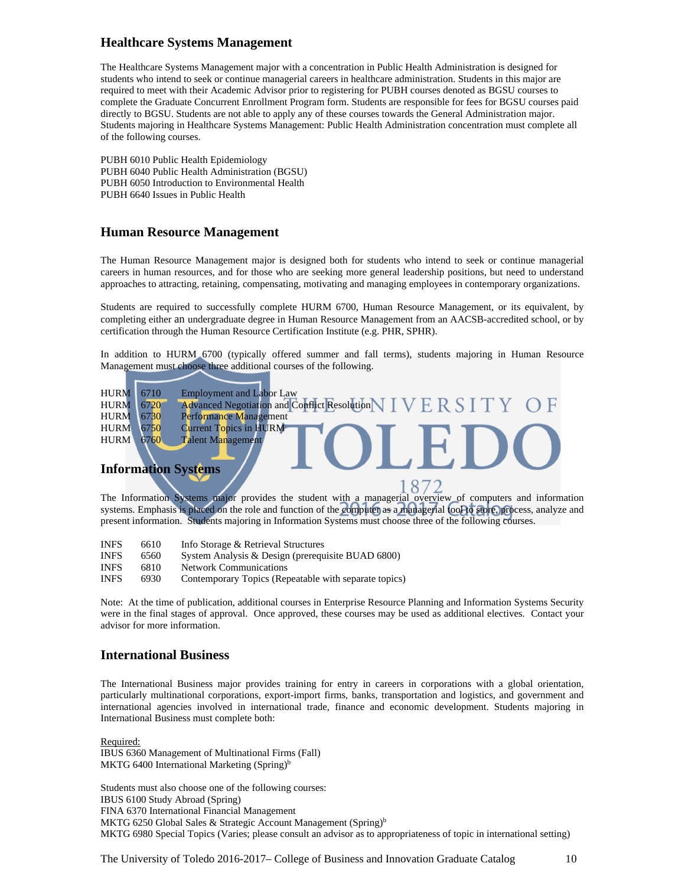## Healthcare Systems Management

The Healthcare Systems Management major with a concentration in Public Health Administration is designed for students who intend to seek or continue managerial careers in healthcare administration. Students in this major are required to meet with their Academic Advisor prior to registering for PUBH courses denoted as BGSU courses to complete the Graduate Concurrent Enrollment Program form. Students are responsible for fees for BGSU courses paid directly to BGSU. Students are not able to apply any of these courses towards the General Administration major. Students majoring in Healthcare Systems Management: Public Health Administration concentration must complete all of the following courses.

PUBH 6010 Public Health Epidemiology
PUBH 6040 Public Health Administration (BGSU)
PUBH 6050 Introduction to Environmental Health
PUBH 6640 Issues in Public Health

## Human Resource Management

The Human Resource Management major is designed both for students who intend to seek or continue managerial careers in human resources, and for those who are seeking more general leadership positions, but need to understand approaches to attracting, retaining, compensating, motivating and managing employees in contemporary organizations.

Students are required to successfully complete HURM 6700, Human Resource Management, or its equivalent, by completing either an undergraduate degree in Human Resource Management from an AACSB-accredited school, or by certification through the Human Resource Certification Institute (e.g. PHR, SPHR).

In addition to HURM 6700 (typically offered summer and fall terms), students majoring in Human Resource Management must choose three additional courses of the following.

| | | |
|---|---|---|
| HURM | 6710 | Employment and Labor Law |
| HURM | 6720 | Advanced Negotiation and Conflict Resolution |
| HURM | 6730 | Performance Management |
| HURM | 6750 | Current Topics in HURM |
| HURM | 6760 | Talent Management |

## Information Systems

The Information Systems major provides the student with a managerial overview of computers and information systems. Emphasis is placed on the role and function of the computer as a managerial tool to store, process, analyze and present information. Students majoring in Information Systems must choose three of the following courses.

| | | |
|---|---|---|
| INFS | 6610 | Info Storage & Retrieval Structures |
| INFS | 6560 | System Analysis & Design (prerequisite BUAD 6800) |
| INFS | 6810 | Network Communications |
| INFS | 6930 | Contemporary Topics (Repeatable with separate topics) |

Note: At the time of publication, additional courses in Enterprise Resource Planning and Information Systems Security were in the final stages of approval. Once approved, these courses may be used as additional electives. Contact your advisor for more information.

## International Business

The International Business major provides training for entry in careers in corporations with a global orientation, particularly multinational corporations, export-import firms, banks, transportation and logistics, and government and international agencies involved in international trade, finance and economic development. Students majoring in International Business must complete both:

Required:
IBUS 6360 Management of Multinational Firms (Fall)
MKTG 6400 International Marketing (Spring)[b]

Students must also choose one of the following courses:
IBUS 6100 Study Abroad (Spring)
FINA 6370 International Financial Management
MKTG 6250 Global Sales & Strategic Account Management (Spring)[b]
MKTG 6980 Special Topics (Varies; please consult an advisor as to appropriateness of topic in international setting)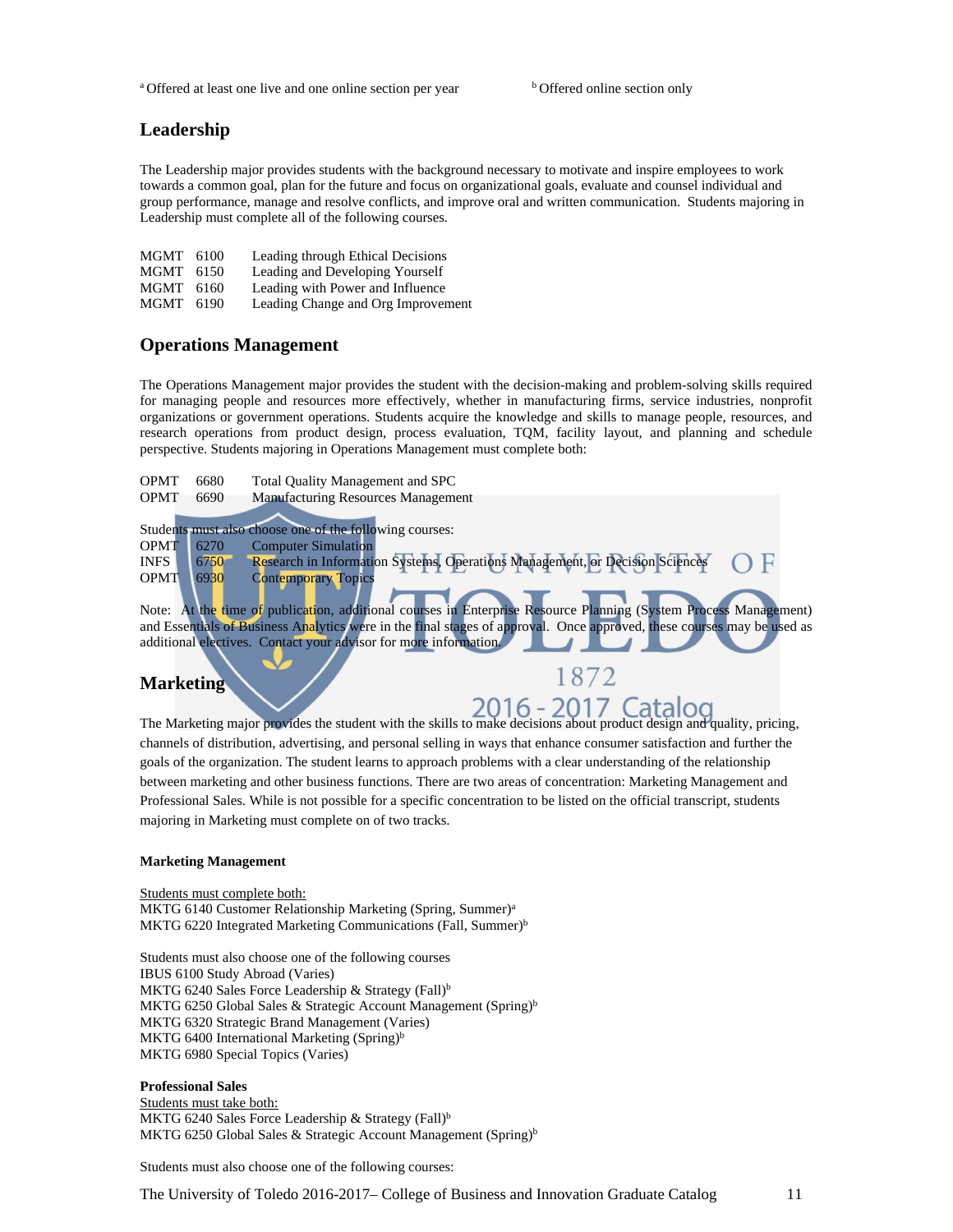[a] Offered at least one live and one online section per year    [b] Offered online section only

## Leadership

The Leadership major provides students with the background necessary to motivate and inspire employees to work towards a common goal, plan for the future and focus on organizational goals, evaluate and counsel individual and group performance, manage and resolve conflicts, and improve oral and written communication. Students majoring in Leadership must complete all of the following courses.

MGMT 6100 Leading through Ethical Decisions
MGMT 6150 Leading and Developing Yourself
MGMT 6160 Leading with Power and Influence
MGMT 6190 Leading Change and Org Improvement

## Operations Management

The Operations Management major provides the student with the decision-making and problem-solving skills required for managing people and resources more effectively, whether in manufacturing firms, service industries, nonprofit organizations or government operations. Students acquire the knowledge and skills to manage people, resources, and research operations from product design, process evaluation, TQM, facility layout, and planning and schedule perspective. Students majoring in Operations Management must complete both:

OPMT 6680 Total Quality Management and SPC
OPMT 6690 Manufacturing Resources Management

Students must also choose one of the following courses:
OPMT 6270 Computer Simulation
INFS 6750 Research in Information Systems, Operations Management, or Decision Sciences
OPMT 6930 Contemporary Topics

Note: At the time of publication, additional courses in Enterprise Resource Planning (System Process Management) and Essentials of Business Analytics were in the final stages of approval. Once approved, these courses may be used as additional electives. Contact your advisor for more information.

## Marketing

The Marketing major provides the student with the skills to make decisions about product design and quality, pricing, channels of distribution, advertising, and personal selling in ways that enhance consumer satisfaction and further the goals of the organization. The student learns to approach problems with a clear understanding of the relationship between marketing and other business functions. There are two areas of concentration: Marketing Management and Professional Sales. While is not possible for a specific concentration to be listed on the official transcript, students majoring in Marketing must complete on of two tracks.

**Marketing Management**

Students must complete both:
MKTG 6140 Customer Relationship Marketing (Spring, Summer)[a]
MKTG 6220 Integrated Marketing Communications (Fall, Summer)[b]

Students must also choose one of the following courses
IBUS 6100 Study Abroad (Varies)
MKTG 6240 Sales Force Leadership & Strategy (Fall)[b]
MKTG 6250 Global Sales & Strategic Account Management (Spring)[b]
MKTG 6320 Strategic Brand Management (Varies)
MKTG 6400 International Marketing (Spring)[b]
MKTG 6980 Special Topics (Varies)

**Professional Sales**
Students must take both:
MKTG 6240 Sales Force Leadership & Strategy (Fall)[b]
MKTG 6250 Global Sales & Strategic Account Management (Spring)[b]

Students must also choose one of the following courses: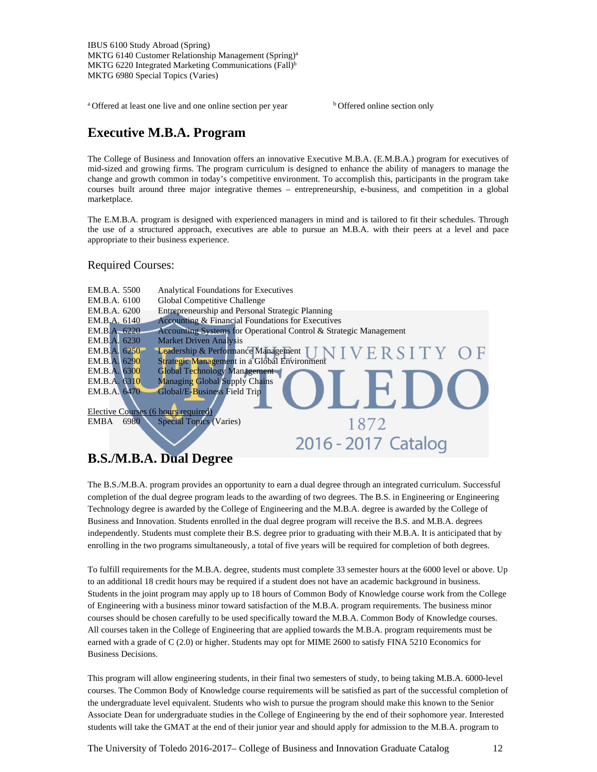IBUS 6100 Study Abroad (Spring)
MKTG 6140 Customer Relationship Management (Spring)[a]
MKTG 6220 Integrated Marketing Communications (Fall)[b]
MKTG 6980 Special Topics (Varies)

[a] Offered at least one live and one online section per year

[b] Offered online section only

## Executive M.B.A. Program

The College of Business and Innovation offers an innovative Executive M.B.A. (E.M.B.A.) program for executives of mid-sized and growing firms. The program curriculum is designed to enhance the ability of managers to manage the change and growth common in today's competitive environment. To accomplish this, participants in the program take courses built around three major integrative themes – entrepreneurship, e-business, and competition in a global marketplace.

The E.M.B.A. program is designed with experienced managers in mind and is tailored to fit their schedules. Through the use of a structured approach, executives are able to pursue an M.B.A. with their peers at a level and pace appropriate to their business experience.

### Required Courses:

| | |
|---|---|
| EM.B.A. 5500 | Analytical Foundations for Executives |
| EM.B.A. 6100 | Global Competitive Challenge |
| EM.B.A. 6200 | Entrepreneurship and Personal Strategic Planning |
| EM.B.A. 6140 | Accounting & Financial Foundations for Executives |
| EM.B.A. 6220 | Accounting Systems for Operational Control & Strategic Management |
| EM.B.A. 6230 | Market Driven Analysis |
| EM.B.A. 6250 | Leadership & Performance Management |
| EM.B.A. 6290 | Strategic Management in a Global Environment |
| EM.B.A. 6300 | Global Technology Management |
| EM.B.A. 6310 | Managing Global Supply Chains |
| EM.B.A. 6470 | Global/E-Business Field Trip |

Elective Courses (6 hours required)

| | |
|---|---|
| EMBA 6980 | Special Topics (Varies) |

## B.S./M.B.A. Dual Degree

The B.S./M.B.A. program provides an opportunity to earn a dual degree through an integrated curriculum. Successful completion of the dual degree program leads to the awarding of two degrees. The B.S. in Engineering or Engineering Technology degree is awarded by the College of Engineering and the M.B.A. degree is awarded by the College of Business and Innovation. Students enrolled in the dual degree program will receive the B.S. and M.B.A. degrees independently. Students must complete their B.S. degree prior to graduating with their M.B.A. It is anticipated that by enrolling in the two programs simultaneously, a total of five years will be required for completion of both degrees.

To fulfill requirements for the M.B.A. degree, students must complete 33 semester hours at the 6000 level or above. Up to an additional 18 credit hours may be required if a student does not have an academic background in business. Students in the joint program may apply up to 18 hours of Common Body of Knowledge course work from the College of Engineering with a business minor toward satisfaction of the M.B.A. program requirements. The business minor courses should be chosen carefully to be used specifically toward the M.B.A. Common Body of Knowledge courses. All courses taken in the College of Engineering that are applied towards the M.B.A. program requirements must be earned with a grade of C (2.0) or higher. Students may opt for MIME 2600 to satisfy FINA 5210 Economics for Business Decisions.

This program will allow engineering students, in their final two semesters of study, to being taking M.B.A. 6000-level courses. The Common Body of Knowledge course requirements will be satisfied as part of the successful completion of the undergraduate level equivalent. Students who wish to pursue the program should make this known to the Senior Associate Dean for undergraduate studies in the College of Engineering by the end of their sophomore year. Interested students will take the GMAT at the end of their junior year and should apply for admission to the M.B.A. program to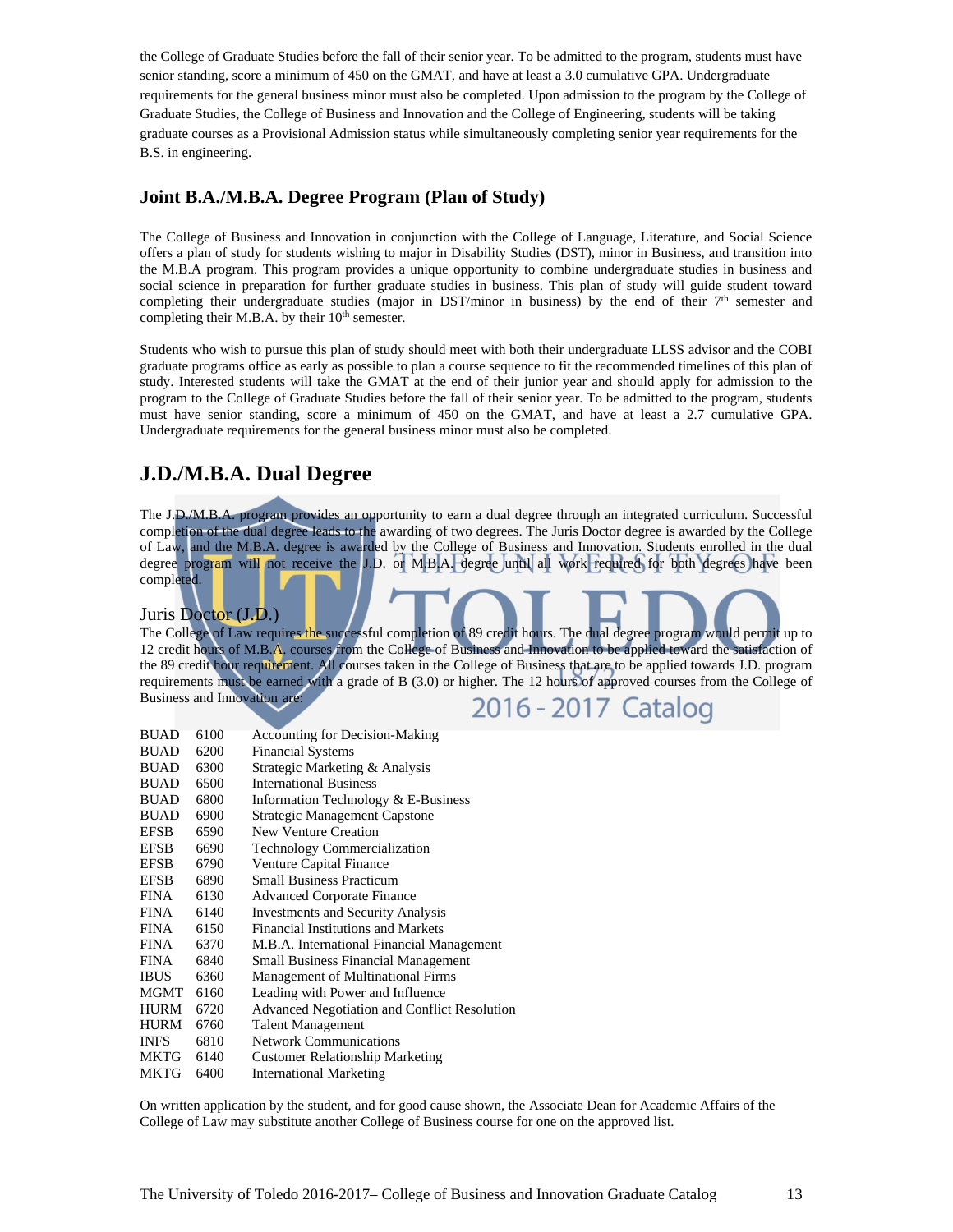the College of Graduate Studies before the fall of their senior year. To be admitted to the program, students must have senior standing, score a minimum of 450 on the GMAT, and have at least a 3.0 cumulative GPA. Undergraduate requirements for the general business minor must also be completed. Upon admission to the program by the College of Graduate Studies, the College of Business and Innovation and the College of Engineering, students will be taking graduate courses as a Provisional Admission status while simultaneously completing senior year requirements for the B.S. in engineering.

### Joint B.A./M.B.A. Degree Program (Plan of Study)

The College of Business and Innovation in conjunction with the College of Language, Literature, and Social Science offers a plan of study for students wishing to major in Disability Studies (DST), minor in Business, and transition into the M.B.A program. This program provides a unique opportunity to combine undergraduate studies in business and social science in preparation for further graduate studies in business. This plan of study will guide student toward completing their undergraduate studies (major in DST/minor in business) by the end of their 7th semester and completing their M.B.A. by their 10th semester.

Students who wish to pursue this plan of study should meet with both their undergraduate LLSS advisor and the COBI graduate programs office as early as possible to plan a course sequence to fit the recommended timelines of this plan of study. Interested students will take the GMAT at the end of their junior year and should apply for admission to the program to the College of Graduate Studies before the fall of their senior year. To be admitted to the program, students must have senior standing, score a minimum of 450 on the GMAT, and have at least a 2.7 cumulative GPA. Undergraduate requirements for the general business minor must also be completed.

## J.D./M.B.A. Dual Degree

The J.D./M.B.A. program provides an opportunity to earn a dual degree through an integrated curriculum. Successful completion of the dual degree leads to the awarding of two degrees. The Juris Doctor degree is awarded by the College of Law, and the M.B.A. degree is awarded by the College of Business and Innovation. Students enrolled in the dual degree program will not receive the J.D. or M.B.A. degree until all work required for both degrees have been completed.

### Juris Doctor (J.D.)

The College of Law requires the successful completion of 89 credit hours. The dual degree program would permit up to 12 credit hours of M.B.A. courses from the College of Business and Innovation to be applied toward the satisfaction of the 89 credit hour requirement. All courses taken in the College of Business that are to be applied towards J.D. program requirements must be earned with a grade of B (3.0) or higher. The 12 hours of approved courses from the College of Business and Innovation are:

| | | |
|---|---|---|
| BUAD | 6100 | Accounting for Decision-Making |
| BUAD | 6200 | Financial Systems |
| BUAD | 6300 | Strategic Marketing & Analysis |
| BUAD | 6500 | International Business |
| BUAD | 6800 | Information Technology & E-Business |
| BUAD | 6900 | Strategic Management Capstone |
| EFSB | 6590 | New Venture Creation |
| EFSB | 6690 | Technology Commercialization |
| EFSB | 6790 | Venture Capital Finance |
| EFSB | 6890 | Small Business Practicum |
| FINA | 6130 | Advanced Corporate Finance |
| FINA | 6140 | Investments and Security Analysis |
| FINA | 6150 | Financial Institutions and Markets |
| FINA | 6370 | M.B.A. International Financial Management |
| FINA | 6840 | Small Business Financial Management |
| IBUS | 6360 | Management of Multinational Firms |
| MGMT | 6160 | Leading with Power and Influence |
| HURM | 6720 | Advanced Negotiation and Conflict Resolution |
| HURM | 6760 | Talent Management |
| INFS | 6810 | Network Communications |
| MKTG | 6140 | Customer Relationship Marketing |
| MKTG | 6400 | International Marketing |

On written application by the student, and for good cause shown, the Associate Dean for Academic Affairs of the College of Law may substitute another College of Business course for one on the approved list.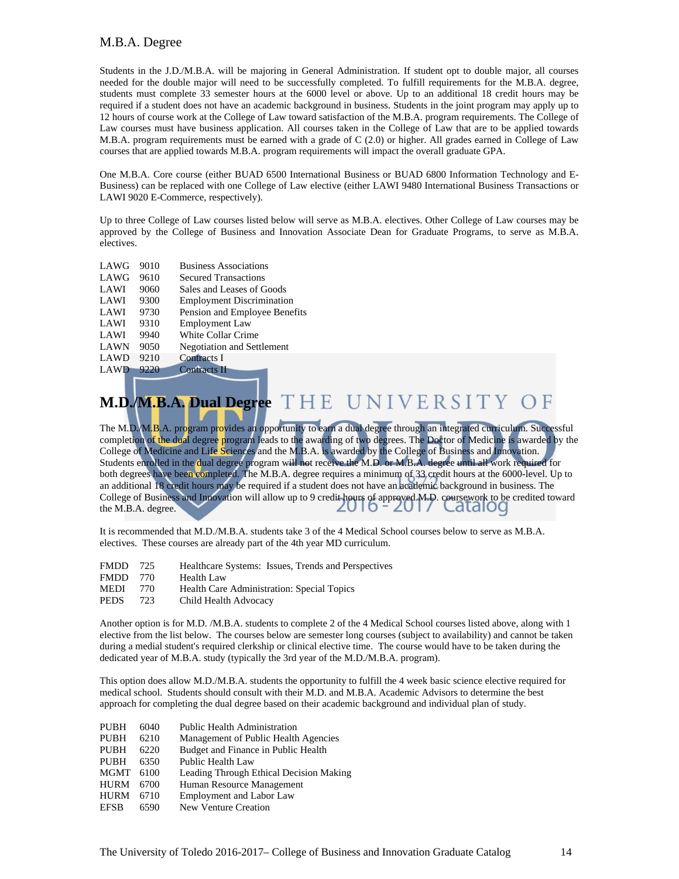## M.B.A. Degree

Students in the J.D./M.B.A. will be majoring in General Administration. If student opt to double major, all courses needed for the double major will need to be successfully completed. To fulfill requirements for the M.B.A. degree, students must complete 33 semester hours at the 6000 level or above. Up to an additional 18 credit hours may be required if a student does not have an academic background in business. Students in the joint program may apply up to 12 hours of course work at the College of Law toward satisfaction of the M.B.A. program requirements. The College of Law courses must have business application. All courses taken in the College of Law that are to be applied towards M.B.A. program requirements must be earned with a grade of C (2.0) or higher. All grades earned in College of Law courses that are applied towards M.B.A. program requirements will impact the overall graduate GPA.

One M.B.A. Core course (either BUAD 6500 International Business or BUAD 6800 Information Technology and E-Business) can be replaced with one College of Law elective (either LAWI 9480 International Business Transactions or LAWI 9020 E-Commerce, respectively).

Up to three College of Law courses listed below will serve as M.B.A. electives. Other College of Law courses may be approved by the College of Business and Innovation Associate Dean for Graduate Programs, to serve as M.B.A. electives.

| | | |
|---|---|---|
| LAWG | 9010 | Business Associations |
| LAWG | 9610 | Secured Transactions |
| LAWI | 9060 | Sales and Leases of Goods |
| LAWI | 9300 | Employment Discrimination |
| LAWI | 9730 | Pension and Employee Benefits |
| LAWI | 9310 | Employment Law |
| LAWI | 9940 | White Collar Crime |
| LAWN | 9050 | Negotiation and Settlement |
| LAWD | 9210 | Contracts I |
| LAWD | 9220 | Contracts II |

# M.D./M.B.A. Dual Degree

The M.D./M.B.A. program provides an opportunity to earn a dual degree through an integrated curriculum. Successful completion of the dual degree program leads to the awarding of two degrees. The Doctor of Medicine is awarded by the College of Medicine and Life Sciences and the M.B.A. is awarded by the College of Business and Innovation. Students enrolled in the dual degree program will not receive the M.D. or M.B.A. degree until all work required for both degrees have been completed. The M.B.A. degree requires a minimum of 33 credit hours at the 6000-level. Up to an additional 18 credit hours may be required if a student does not have an academic background in business. The College of Business and Innovation will allow up to 9 credit hours of approved M.D. coursework to be credited toward the M.B.A. degree.

It is recommended that M.D./M.B.A. students take 3 of the 4 Medical School courses below to serve as M.B.A. electives. These courses are already part of the 4th year MD curriculum.

| | | |
|---|---|---|
| FMDD | 725 | Healthcare Systems: Issues, Trends and Perspectives |
| FMDD | 770 | Health Law |
| MEDI | 770 | Health Care Administration: Special Topics |
| PEDS | 723 | Child Health Advocacy |

Another option is for M.D. /M.B.A. students to complete 2 of the 4 Medical School courses listed above, along with 1 elective from the list below. The courses below are semester long courses (subject to availability) and cannot be taken during a medial student's required clerkship or clinical elective time. The course would have to be taken during the dedicated year of M.B.A. study (typically the 3rd year of the M.D./M.B.A. program).

This option does allow M.D./M.B.A. students the opportunity to fulfill the 4 week basic science elective required for medical school. Students should consult with their M.D. and M.B.A. Academic Advisors to determine the best approach for completing the dual degree based on their academic background and individual plan of study.

| | | |
|---|---|---|
| PUBH | 6040 | Public Health Administration |
| PUBH | 6210 | Management of Public Health Agencies |
| PUBH | 6220 | Budget and Finance in Public Health |
| PUBH | 6350 | Public Health Law |
| MGMT | 6100 | Leading Through Ethical Decision Making |
| HURM | 6700 | Human Resource Management |
| HURM | 6710 | Employment and Labor Law |
| EFSB | 6590 | New Venture Creation |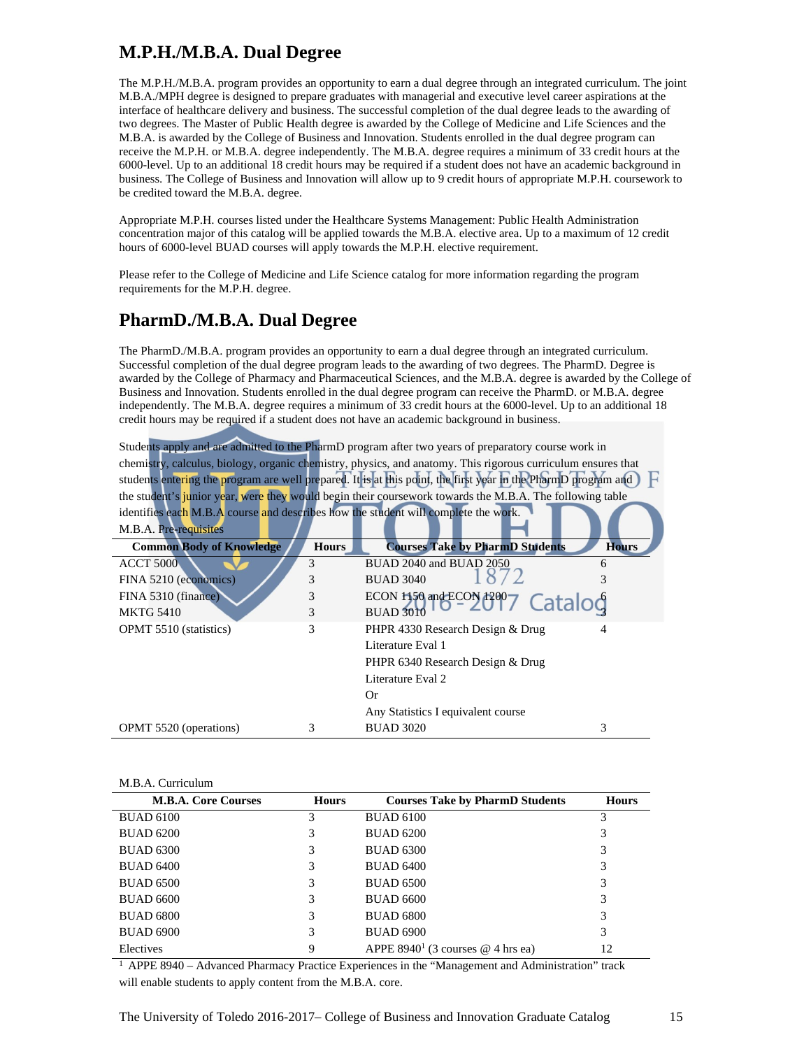## M.P.H./M.B.A. Dual Degree

The M.P.H./M.B.A. program provides an opportunity to earn a dual degree through an integrated curriculum. The joint M.B.A./MPH degree is designed to prepare graduates with managerial and executive level career aspirations at the interface of healthcare delivery and business. The successful completion of the dual degree leads to the awarding of two degrees. The Master of Public Health degree is awarded by the College of Medicine and Life Sciences and the M.B.A. is awarded by the College of Business and Innovation. Students enrolled in the dual degree program can receive the M.P.H. or M.B.A. degree independently. The M.B.A. degree requires a minimum of 33 credit hours at the 6000-level. Up to an additional 18 credit hours may be required if a student does not have an academic background in business. The College of Business and Innovation will allow up to 9 credit hours of appropriate M.P.H. coursework to be credited toward the M.B.A. degree.

Appropriate M.P.H. courses listed under the Healthcare Systems Management: Public Health Administration concentration major of this catalog will be applied towards the M.B.A. elective area. Up to a maximum of 12 credit hours of 6000-level BUAD courses will apply towards the M.P.H. elective requirement.

Please refer to the College of Medicine and Life Science catalog for more information regarding the program requirements for the M.P.H. degree.

## PharmD./M.B.A. Dual Degree

The PharmD./M.B.A. program provides an opportunity to earn a dual degree through an integrated curriculum. Successful completion of the dual degree program leads to the awarding of two degrees. The PharmD. Degree is awarded by the College of Pharmacy and Pharmaceutical Sciences, and the M.B.A. degree is awarded by the College of Business and Innovation. Students enrolled in the dual degree program can receive the PharmD. or M.B.A. degree independently. The M.B.A. degree requires a minimum of 33 credit hours at the 6000-level. Up to an additional 18 credit hours may be required if a student does not have an academic background in business.

Students apply and are admitted to the PharmD program after two years of preparatory course work in chemistry, calculus, biology, organic chemistry, physics, and anatomy. This rigorous curriculum ensures that students entering the program are well prepared. It is at this point, the first year in the PharmD program and the student's junior year, were they would begin their coursework towards the M.B.A. The following table identifies each M.B.A course and describes how the student will complete the work.

M.B.A. Pre-requisites

| Common Body of Knowledge | Hours | Courses Take by PharmD Students | Hours |
|---|---|---|---|
| ACCT 5000 | 3 | BUAD 2040 and BUAD 2050 | 6 |
| FINA 5210 (economics) | 3 | BUAD 3040 | 3 |
| FINA 5310 (finance) | 3 | ECON 1150 and ECON 1200 | 6 |
| MKTG 5410 | 3 | BUAD 3010 | 3 |
| OPMT 5510 (statistics) | 3 | PHPR 4330 Research Design & Drug Literature Eval 1<br>PHPR 6340 Research Design & Drug Literature Eval 2<br>Or<br>Any Statistics I equivalent course | 4 |
| OPMT 5520 (operations) | 3 | BUAD 3020 | 3 |

M.B.A. Curriculum

| M.B.A. Core Courses | Hours | Courses Take by PharmD Students | Hours |
|---|---|---|---|
| BUAD 6100 | 3 | BUAD 6100 | 3 |
| BUAD 6200 | 3 | BUAD 6200 | 3 |
| BUAD 6300 | 3 | BUAD 6300 | 3 |
| BUAD 6400 | 3 | BUAD 6400 | 3 |
| BUAD 6500 | 3 | BUAD 6500 | 3 |
| BUAD 6600 | 3 | BUAD 6600 | 3 |
| BUAD 6800 | 3 | BUAD 6800 | 3 |
| BUAD 6900 | 3 | BUAD 6900 | 3 |
| Electives | 9 | APPE 8940[1] (3 courses @ 4 hrs ea) | 12 |

[1] APPE 8940 – Advanced Pharmacy Practice Experiences in the "Management and Administration" track will enable students to apply content from the M.B.A. core.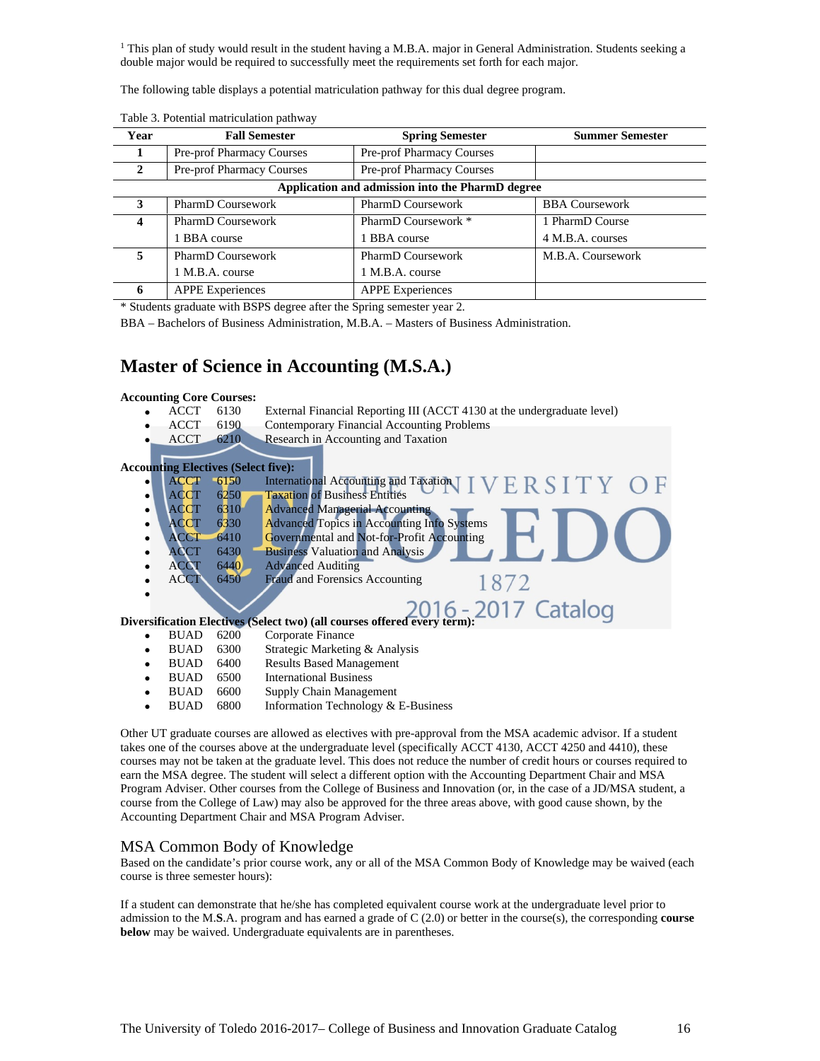[1] This plan of study would result in the student having a M.B.A. major in General Administration. Students seeking a double major would be required to successfully meet the requirements set forth for each major.

The following table displays a potential matriculation pathway for this dual degree program.

Table 3. Potential matriculation pathway

| Year | Fall Semester | Spring Semester | Summer Semester |
|---|---|---|---|
| 1 | Pre-prof Pharmacy Courses | Pre-prof Pharmacy Courses | |
| 2 | Pre-prof Pharmacy Courses | Pre-prof Pharmacy Courses | |
| **Application and admission into the PharmD degree** | | | |
| 3 | PharmD Coursework | PharmD Coursework | BBA Coursework |
| 4 | PharmD Coursework<br>1 BBA course | PharmD Coursework *<br>1 BBA course | 1 PharmD Course<br>4 M.B.A. courses |
| 5 | PharmD Coursework<br>1 M.B.A. course | PharmD Coursework<br>1 M.B.A. course | M.B.A. Coursework |
| 6 | APPE Experiences | APPE Experiences | |

* Students graduate with BSPS degree after the Spring semester year 2.

BBA – Bachelors of Business Administration, M.B.A. – Masters of Business Administration.

## Master of Science in Accounting (M.S.A.)

**Accounting Core Courses:**

- ACCT 6130 External Financial Reporting III (ACCT 4130 at the undergraduate level)
- ACCT 6190 Contemporary Financial Accounting Problems
- ACCT 6210 Research in Accounting and Taxation

**Accounting Electives (Select five):**

- ACCT 6150 International Accounting and Taxation
- ACCT 6250 Taxation of Business Entities
- ACCT 6310 Advanced Managerial Accounting
- ACCT 6330 Advanced Topics in Accounting Info Systems
- ACCT 6410 Governmental and Not-for-Profit Accounting
- ACCT 6430 Business Valuation and Analysis
- ACCT 6440 Advanced Auditing
- ACCT 6450 Fraud and Forensics Accounting

**Diversification Electives (Select two) (all courses offered every term):**

- BUAD 6200 Corporate Finance
- BUAD 6300 Strategic Marketing & Analysis
- BUAD 6400 Results Based Management
- BUAD 6500 International Business
- BUAD 6600 Supply Chain Management
- BUAD 6800 Information Technology & E-Business

Other UT graduate courses are allowed as electives with pre-approval from the MSA academic advisor. If a student takes one of the courses above at the undergraduate level (specifically ACCT 4130, ACCT 4250 and 4410), these courses may not be taken at the graduate level. This does not reduce the number of credit hours or courses required to earn the MSA degree. The student will select a different option with the Accounting Department Chair and MSA Program Adviser. Other courses from the College of Business and Innovation (or, in the case of a JD/MSA student, a course from the College of Law) may also be approved for the three areas above, with good cause shown, by the Accounting Department Chair and MSA Program Adviser.

### MSA Common Body of Knowledge

Based on the candidate's prior course work, any or all of the MSA Common Body of Knowledge may be waived (each course is three semester hours):

If a student can demonstrate that he/she has completed equivalent course work at the undergraduate level prior to admission to the M.S.A. program and has earned a grade of C (2.0) or better in the course(s), the corresponding **course below** may be waived. Undergraduate equivalents are in parentheses.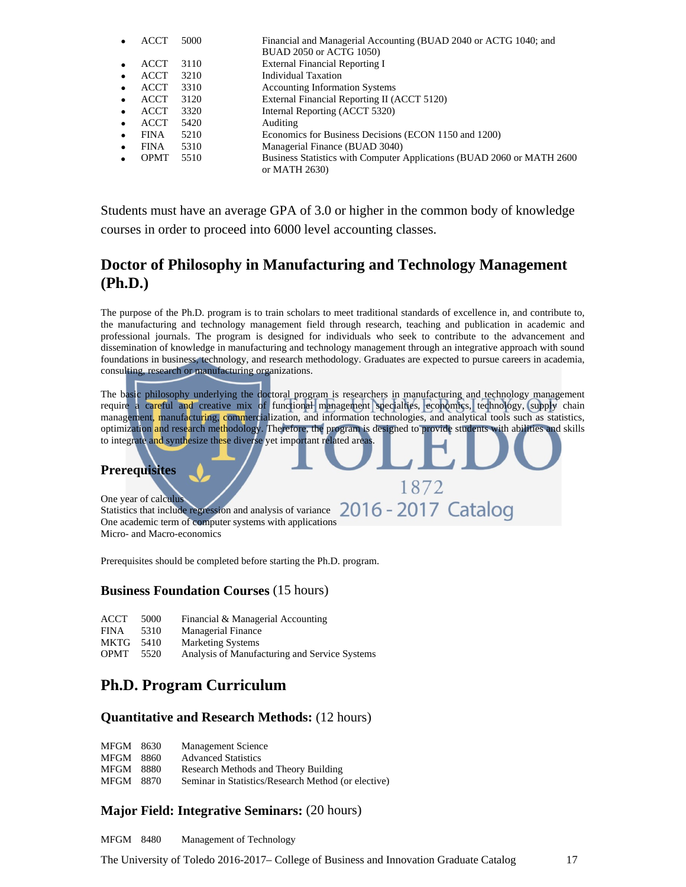- ACCT 5000 Financial and Managerial Accounting (BUAD 2040 or ACTG 1040; and BUAD 2050 or ACTG 1050)
- ACCT 3110 External Financial Reporting I
- ACCT 3210 Individual Taxation
- ACCT 3310 Accounting Information Systems
- ACCT 3120 External Financial Reporting II (ACCT 5120)
- ACCT 3320 Internal Reporting (ACCT 5320)
- ACCT 5420 Auditing
- FINA 5210 Economics for Business Decisions (ECON 1150 and 1200)
- FINA 5310 Managerial Finance (BUAD 3040)
- OPMT 5510 Business Statistics with Computer Applications (BUAD 2060 or MATH 2600 or MATH 2630)

Students must have an average GPA of 3.0 or higher in the common body of knowledge courses in order to proceed into 6000 level accounting classes.

## Doctor of Philosophy in Manufacturing and Technology Management (Ph.D.)

The purpose of the Ph.D. program is to train scholars to meet traditional standards of excellence in, and contribute to, the manufacturing and technology management field through research, teaching and publication in academic and professional journals. The program is designed for individuals who seek to contribute to the advancement and dissemination of knowledge in manufacturing and technology management through an integrative approach with sound foundations in business, technology, and research methodology. Graduates are expected to pursue careers in academia, consulting, research or manufacturing organizations.

The basic philosophy underlying the doctoral program is researchers in manufacturing and technology management require a careful and creative mix of functional management specialties, economics, technology, supply chain management, manufacturing, commercialization, and information technologies, and analytical tools such as statistics, optimization and research methodology. Therefore, the program is designed to provide students with abilities and skills to integrate and synthesize these diverse yet important related areas.

### Prerequisites

One year of calculus
Statistics that include regression and analysis of variance
One academic term of computer systems with applications
Micro- and Macro-economics

Prerequisites should be completed before starting the Ph.D. program.

### Business Foundation Courses (15 hours)

ACCT 5000 Financial & Managerial Accounting
FINA 5310 Managerial Finance
MKTG 5410 Marketing Systems
OPMT 5520 Analysis of Manufacturing and Service Systems

## Ph.D. Program Curriculum

### Quantitative and Research Methods: (12 hours)

MFGM 8630 Management Science
MFGM 8860 Advanced Statistics
MFGM 8880 Research Methods and Theory Building
MFGM 8870 Seminar in Statistics/Research Method (or elective)

### Major Field: Integrative Seminars: (20 hours)

MFGM 8480 Management of Technology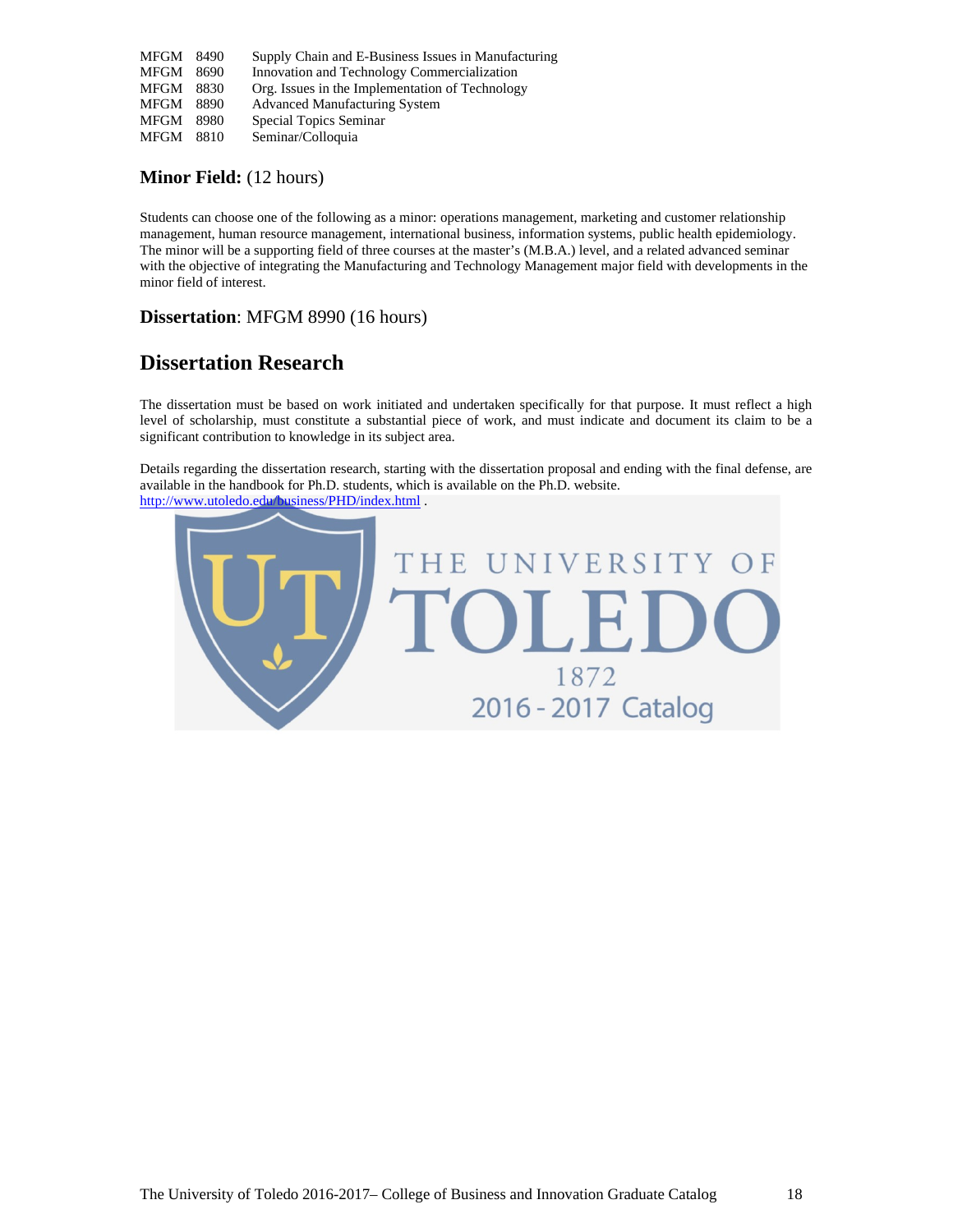MFGM 8490 Supply Chain and E-Business Issues in Manufacturing
MFGM 8690 Innovation and Technology Commercialization
MFGM 8830 Org. Issues in the Implementation of Technology
MFGM 8890 Advanced Manufacturing System
MFGM 8980 Special Topics Seminar
MFGM 8810 Seminar/Colloquia

### **Minor Field:** (12 hours)

Students can choose one of the following as a minor: operations management, marketing and customer relationship management, human resource management, international business, information systems, public health epidemiology. The minor will be a supporting field of three courses at the master's (M.B.A.) level, and a related advanced seminar with the objective of integrating the Manufacturing and Technology Management major field with developments in the minor field of interest.

### **Dissertation**: MFGM 8990 (16 hours)

## Dissertation Research

The dissertation must be based on work initiated and undertaken specifically for that purpose. It must reflect a high level of scholarship, must constitute a substantial piece of work, and must indicate and document its claim to be a significant contribution to knowledge in its subject area.

Details regarding the dissertation research, starting with the dissertation proposal and ending with the final defense, are available in the handbook for Ph.D. students, which is available on the Ph.D. website. http://www.utoledo.edu/business/PHD/index.html .

THE UNIVERSITY OF TOLEDO
1872
2016 - 2017 Catalog